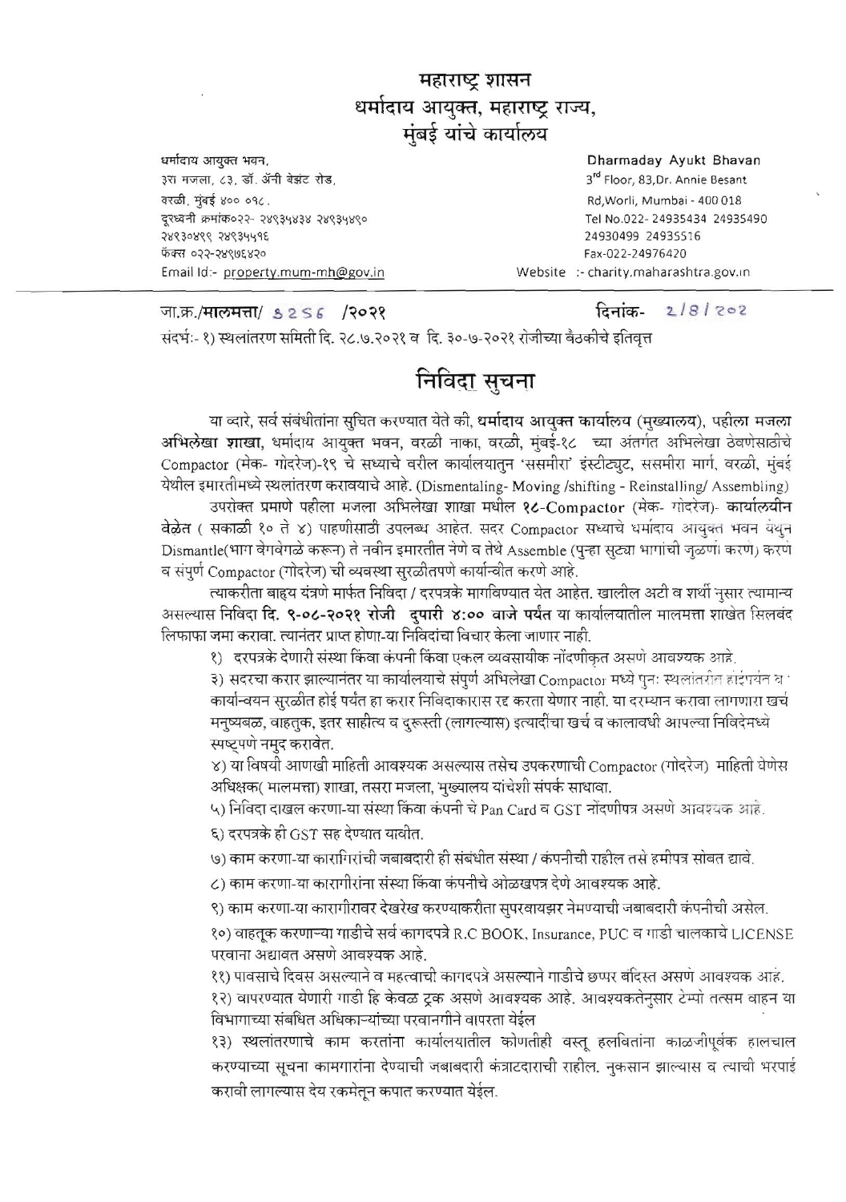# महाराष्ट्र शासन
# धर्मादाय आयुक्त, महाराष्ट्र राज्य,
# मुंबई यांचे कार्यालय

धर्मादाय आयुक्त भवन,
३रा मजला, ८३, डॉ. अॅनी बेझंट रोड,
वरळी, मुंबई ४०० ०१८.
दूरध्वनी क्रमांक०२२- २४९३५४३४ २४९३५४९०
२४९३०४९९ २४९३५५१६
फॅक्स ०२२-२४९७६४२०
Email Id:- property.mum-mh@gov.in

Dharmaday Ayukt Bhavan
3rd Floor, 83,Dr. Annie Besant
Rd,Worli, Mumbai - 400 018
Tel No.022- 24935434 24935490
24930499 24935516
Fax-022-24976420
Website :- charity.maharashtra.gov.in

जा.क्र./मालमत्ता/ ३२५६ /२०२१ दिनांक- २/८/२०२

संदर्भ:- १) स्थलांतरण समिती दि. २८.७.२०२१ व दि. ३०-७-२०२१ रोजीच्या बैठकीचे इतिवृत्त

## निविदा सुचना

या व्दारे, सर्व संबंधीतांना सुचित करण्यात येते की, **धर्मादाय आयुक्त कार्यालय** (मुख्यालय), पहीला मजला **अभिलेखा शाखा,** धर्मादाय आयुक्त भवन, वरळी नाका, वरळी, मुंबई-१८ च्या अंतर्गत अभिलेखा ठेवणेसाठीचे Compactor (मेक- गोदरेज)-१९ चे सध्याचे वरील कार्यालयातुन 'ससमीरा' इंस्टीट्युट, ससमीरा मार्ग, वरळी, मुंबई येथील इमारतीमध्ये स्थलांतरण करावयाचे आहे. (Dismentaling- Moving /shifting - Reinstalling/ Assembling)

उपरोक्त प्रमाणे पहीला मजला अभिलेखा शाखा मधील **१८-Compactor** (मेक- गोदरेज)- **कार्यालयीन वेळेत** ( सकाळी १० ते ४) पाहणीसाठी उपलब्ध आहेत. सदर Compactor सध्याचे धर्मादाय आयुक्त भवन येथुन Dismantle(भाग वेगवेगळे करून) ते नवीन इमारतीत नेणे व तेथे Assemble (पुन्हा सुट्या भागांची जुळणी करण) करणे व संपुर्ण Compactor (गोदरेज) ची व्यवस्था सुरळीतपणे कार्यान्वीत करणे आहे.

त्याकरीता बाहय यंत्रणे मार्फत निविदा / दरपत्रके मागविण्यात येत आहेत. खालील अटी व शर्थी नुसार त्यामान्य असल्यास निविदा **दि. ९-०८-२०२१ रोजी दुपारी ४:०० वाजे पर्यंत** या कार्यालयातील मालमत्ता शाखेत सिलबंद लिफाफा जमा करावा. त्यानंतर प्राप्त होणा-या निविदांचा विचार केला जाणार नाही.

१) दरपत्रके देणारी संस्था किंवा कंपनी किंवा एकल व्यवसायीक नोंदणीकृत असणे आवश्यक आहे.

३) सदरचा करार झाल्यानंतर या कार्यालयाचे संपुर्ण अभिलेखा Compactor मध्ये पुनः स्थलांतरीत होईपर्यंत व कार्यान्वयन सुरळीत होई पर्यंत हा करार निविदाकारास रद्द करता येणार नाही. या दरम्यान करावा लागणारा खर्च मनुष्यबळ, वाहतुक, इतर साहीत्य व दुरूस्ती (लागल्यास) इत्यादींचा खर्च व कालावधी आपल्या निविदेमध्ये स्पष्टपणे नमुद करावेत.

४) या विषयी आणखी माहिती आवश्यक असल्यास तसेच उपकरणाची Compactor (गोदरेज) माहिती घेणेस अधिक्षक( मालमत्ता) शाखा, तसरा मजला, मुख्यालय यांचेशी संपर्क साधावा.

५) निविदा दाखल करणा-या संस्था किंवा कंपनी चे Pan Card व GST नोंदणीपत्र असणे आवश्यक आहे.

६) दरपत्रके ही GST सह देण्यात यावीत.

७) काम करणा-या कारागिरांची जबाबदारी ही संबंधीत संस्था / कंपनीची राहील तसे हमीपत्र सोबत द्यावे.

८) काम करणा-या कारागीरांना संस्था किंवा कंपनीचे ओळखपत्र देणे आवश्यक आहे.

९) काम करणा-या कारागीरावर देखरेख करण्याकरीता सुपरवायझर नेमण्याची जबाबदारी कंपनीची असेल.

१०) वाहतूक करणाऱ्या गाडीचे सर्व कागदपत्रे R.C BOOK, Insurance, PUC व गाडी चालकाचे LICENSE परवाना अद्यावत असणे आवश्यक आहे.

११) पावसाचे दिवस असल्याने व महत्वाची कागदपत्रे असल्याने गाडीचे छप्पर बंदिस्त असणे आवश्यक आहे.

१२) वापरण्यात येणारी गाडी हि केवळ ट्रक असणे आवश्यक आहे. आवश्यकतेनुसार टेम्पो तत्सम वाहन या विभागाच्या संबधित अधिकाऱ्यांच्या परवानगीने वापरता येईल

१३) स्थलांतरणाचे काम करतांना कार्यालयातील कोणतीही वस्तू हलवितांना काळजीपूर्वक हालचाल करण्याच्या सूचना कामगारांना देण्याची जबाबदारी कंत्राटदाराची राहील. नुकसान झाल्यास व त्याची भरपाई करावी लागल्यास देय रकमेतून कपात करण्यात येईल.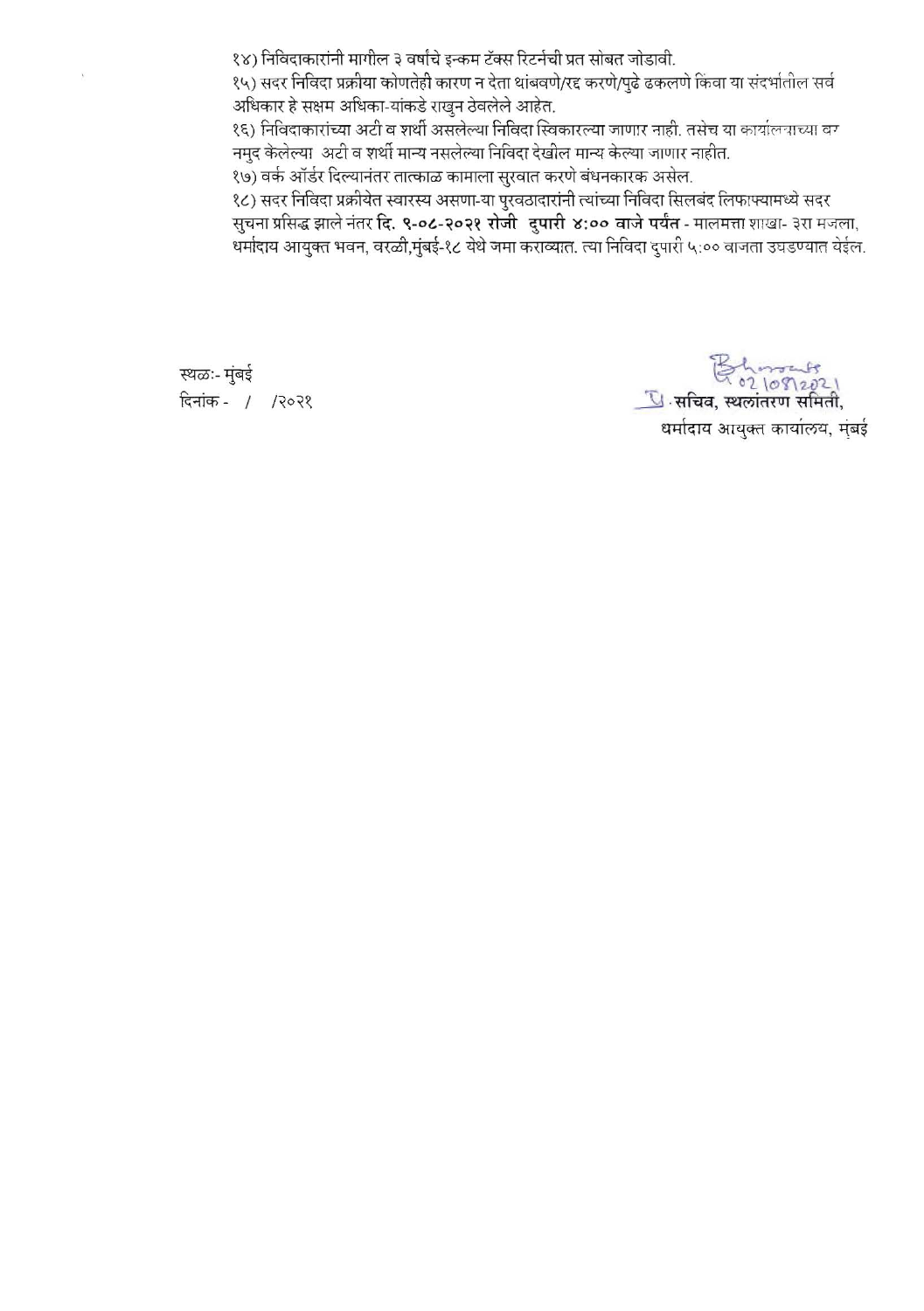१४) निविदाकारांनी मागील ३ वर्षाचे इन्कम टॅक्स रिटर्नची प्रत सोबत जोडावी.

१५) सदर निविदा प्रक्रीया कोणतेही कारण न देता थांबवणे/रद्द करणे/पुढे ढकलणे किंवा या संदर्भातील सर्व अधिकार हे सक्षम अधिका-यांकडे राखुन ठेवलेले आहेत.

१६) निविदाकारांच्या अटी व शर्थी असलेल्या निविदा स्विकारल्या जाणार नाही. तसेच या कार्यालयाच्या वर नमुद केलेल्या अटी व शर्थी मान्य नसलेल्या निविदा देखील मान्य केल्या जाणार नाहीत.

१७) वर्क ऑर्डर दिल्यानंतर तात्काळ कामाला सुरवात करणे बंधनकारक असेल.

१८) सदर निविदा प्रक्रीयेत स्वारस्य असणा-या पुरवठादारांनी त्यांच्या निविदा सिलबंद लिफाफ्यामध्ये सदर सुचना प्रसिद्ध झाले नंतर **दि. ९-०८-२०२१ रोजी दुपारी ४:०० वाजे पर्यंत** - मालमत्ता शाखा- ३रा मजला, धर्मादाय आयुक्त भवन, वरळी,मुंबई-१८ येथे जमा कराव्यात. त्या निविदा दुपारी ५:०० वाजता उघडण्यात येईल.

स्थळः- मुंबई

दिनांक - / /२०२१

02/08/2021

**उ. सचिव, स्थलांतरण समिती,**

धर्मादाय आयुक्त कार्यालय, मुंबई